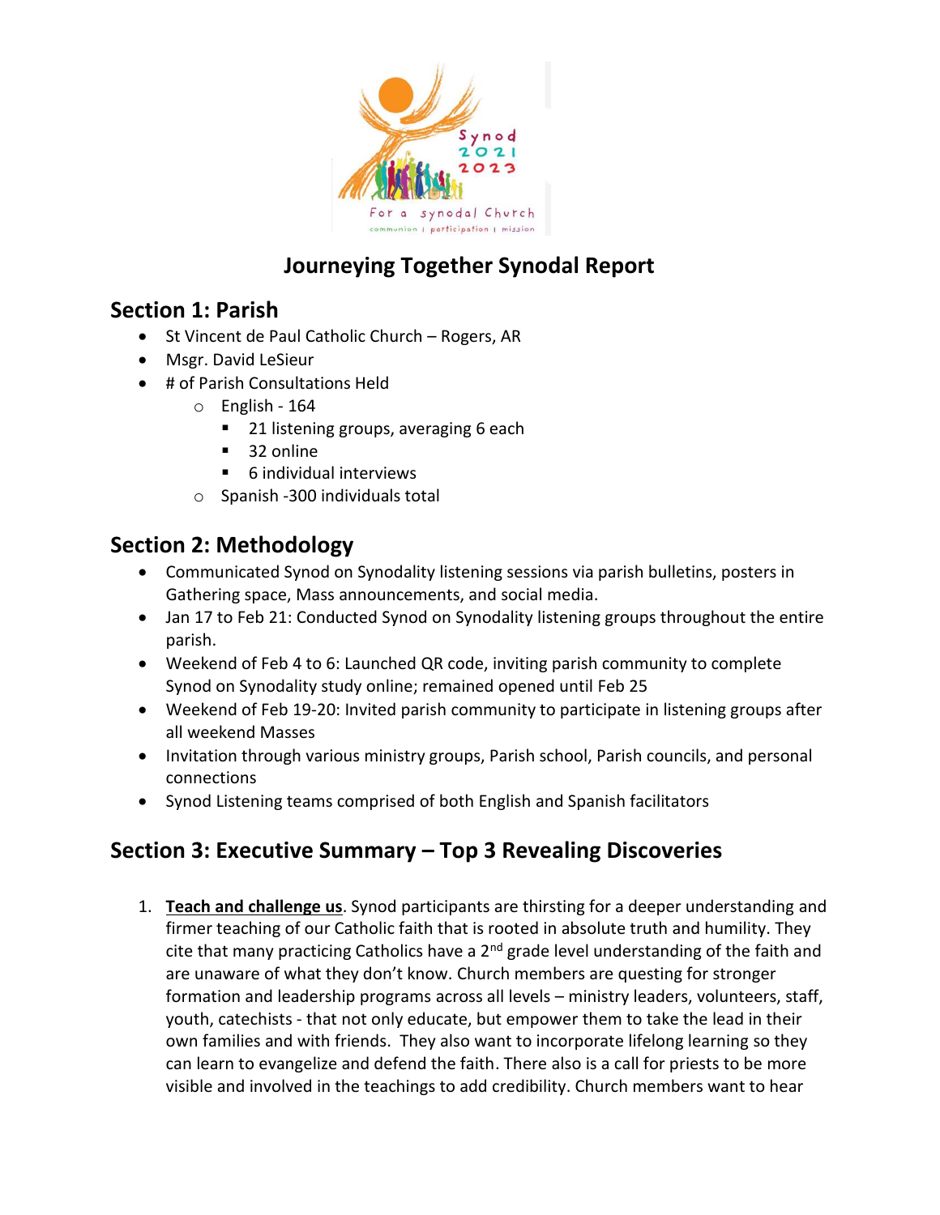# Journeying Together Synodal Report

## Section 1: Parish

- St Vincent de Paul Catholic Church – Rogers, AR
- Msgr. David LeSieur
- # of Parish Consultations Held
  - English - 164
    - 21 listening groups, averaging 6 each
    - 32 online
    - 6 individual interviews
  - Spanish -300 individuals total

## Section 2: Methodology

- Communicated Synod on Synodality listening sessions via parish bulletins, posters in Gathering space, Mass announcements, and social media.
- Jan 17 to Feb 21: Conducted Synod on Synodality listening groups throughout the entire parish.
- Weekend of Feb 4 to 6: Launched QR code, inviting parish community to complete Synod on Synodality study online; remained opened until Feb 25
- Weekend of Feb 19-20: Invited parish community to participate in listening groups after all weekend Masses
- Invitation through various ministry groups, Parish school, Parish councils, and personal connections
- Synod Listening teams comprised of both English and Spanish facilitators

## Section 3: Executive Summary – Top 3 Revealing Discoveries

1. **Teach and challenge us**. Synod participants are thirsting for a deeper understanding and firmer teaching of our Catholic faith that is rooted in absolute truth and humility. They cite that many practicing Catholics have a 2nd grade level understanding of the faith and are unaware of what they don't know. Church members are questing for stronger formation and leadership programs across all levels – ministry leaders, volunteers, staff, youth, catechists - that not only educate, but empower them to take the lead in their own families and with friends. They also want to incorporate lifelong learning so they can learn to evangelize and defend the faith. There also is a call for priests to be more visible and involved in the teachings to add credibility. Church members want to hear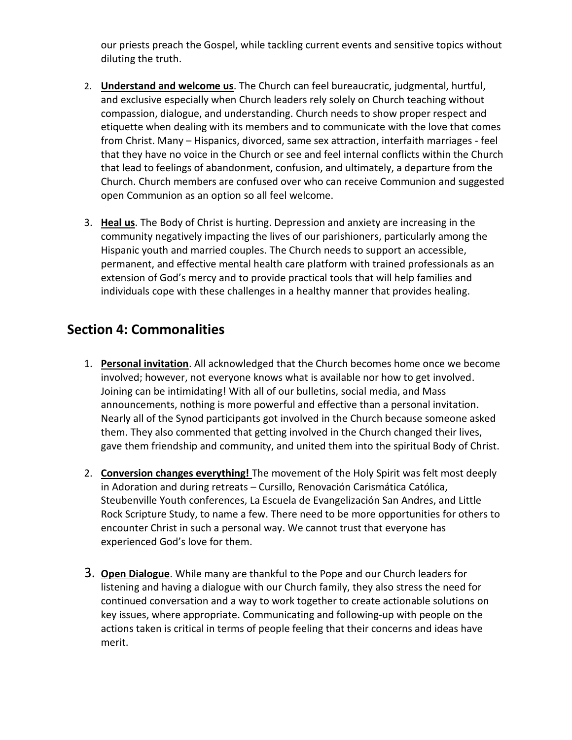our priests preach the Gospel, while tackling current events and sensitive topics without diluting the truth.

2. **Understand and welcome us**. The Church can feel bureaucratic, judgmental, hurtful, and exclusive especially when Church leaders rely solely on Church teaching without compassion, dialogue, and understanding. Church needs to show proper respect and etiquette when dealing with its members and to communicate with the love that comes from Christ. Many – Hispanics, divorced, same sex attraction, interfaith marriages - feel that they have no voice in the Church or see and feel internal conflicts within the Church that lead to feelings of abandonment, confusion, and ultimately, a departure from the Church. Church members are confused over who can receive Communion and suggested open Communion as an option so all feel welcome.

3. **Heal us**. The Body of Christ is hurting. Depression and anxiety are increasing in the community negatively impacting the lives of our parishioners, particularly among the Hispanic youth and married couples. The Church needs to support an accessible, permanent, and effective mental health care platform with trained professionals as an extension of God's mercy and to provide practical tools that will help families and individuals cope with these challenges in a healthy manner that provides healing.

## Section 4: Commonalities

1. **Personal invitation**. All acknowledged that the Church becomes home once we become involved; however, not everyone knows what is available nor how to get involved. Joining can be intimidating! With all of our bulletins, social media, and Mass announcements, nothing is more powerful and effective than a personal invitation. Nearly all of the Synod participants got involved in the Church because someone asked them. They also commented that getting involved in the Church changed their lives, gave them friendship and community, and united them into the spiritual Body of Christ.

2. **Conversion changes everything!** The movement of the Holy Spirit was felt most deeply in Adoration and during retreats – Cursillo, Renovación Carismática Católica, Steubenville Youth conferences, La Escuela de Evangelización San Andres, and Little Rock Scripture Study, to name a few. There need to be more opportunities for others to encounter Christ in such a personal way. We cannot trust that everyone has experienced God's love for them.

3. **Open Dialogue**. While many are thankful to the Pope and our Church leaders for listening and having a dialogue with our Church family, they also stress the need for continued conversation and a way to work together to create actionable solutions on key issues, where appropriate. Communicating and following-up with people on the actions taken is critical in terms of people feeling that their concerns and ideas have merit.